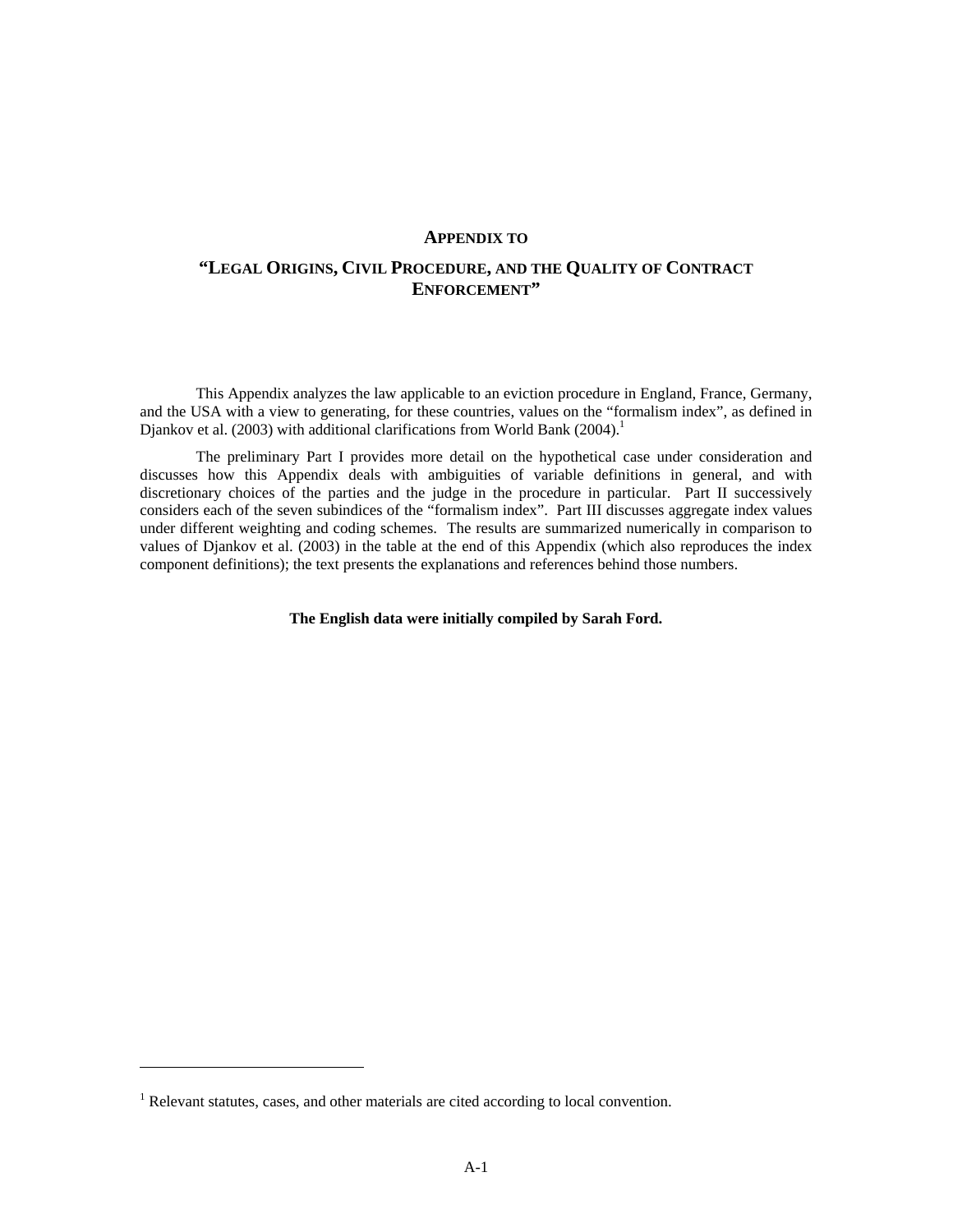# APPENDIX TO

## "LEGAL ORIGINS, CIVIL PROCEDURE, AND THE QUALITY OF CONTRACT ENFORCEMENT"

This Appendix analyzes the law applicable to an eviction procedure in England, France, Germany, and the USA with a view to generating, for these countries, values on the "formalism index", as defined in Djankov et al. (2003) with additional clarifications from World Bank (2004).[1]

The preliminary Part I provides more detail on the hypothetical case under consideration and discusses how this Appendix deals with ambiguities of variable definitions in general, and with discretionary choices of the parties and the judge in the procedure in particular. Part II successively considers each of the seven subindices of the "formalism index". Part III discusses aggregate index values under different weighting and coding schemes. The results are summarized numerically in comparison to values of Djankov et al. (2003) in the table at the end of this Appendix (which also reproduces the index component definitions); the text presents the explanations and references behind those numbers.

**The English data were initially compiled by Sarah Ford.**

[1] Relevant statutes, cases, and other materials are cited according to local convention.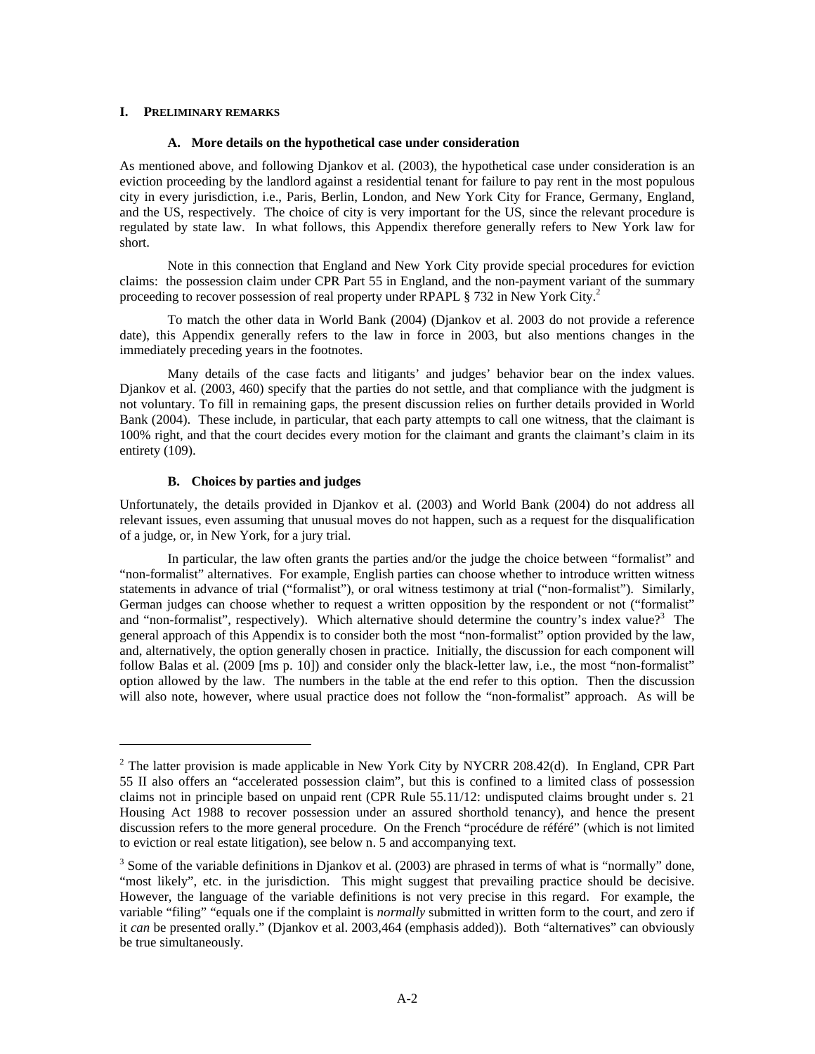## I. PRELIMINARY REMARKS

### A. More details on the hypothetical case under consideration

As mentioned above, and following Djankov et al. (2003), the hypothetical case under consideration is an eviction proceeding by the landlord against a residential tenant for failure to pay rent in the most populous city in every jurisdiction, i.e., Paris, Berlin, London, and New York City for France, Germany, England, and the US, respectively. The choice of city is very important for the US, since the relevant procedure is regulated by state law. In what follows, this Appendix therefore generally refers to New York law for short.

Note in this connection that England and New York City provide special procedures for eviction claims: the possession claim under CPR Part 55 in England, and the non-payment variant of the summary proceeding to recover possession of real property under RPAPL § 732 in New York City.[2]

To match the other data in World Bank (2004) (Djankov et al. 2003 do not provide a reference date), this Appendix generally refers to the law in force in 2003, but also mentions changes in the immediately preceding years in the footnotes.

Many details of the case facts and litigants' and judges' behavior bear on the index values. Djankov et al. (2003, 460) specify that the parties do not settle, and that compliance with the judgment is not voluntary. To fill in remaining gaps, the present discussion relies on further details provided in World Bank (2004). These include, in particular, that each party attempts to call one witness, that the claimant is 100% right, and that the court decides every motion for the claimant and grants the claimant's claim in its entirety (109).

### B. Choices by parties and judges

Unfortunately, the details provided in Djankov et al. (2003) and World Bank (2004) do not address all relevant issues, even assuming that unusual moves do not happen, such as a request for the disqualification of a judge, or, in New York, for a jury trial.

In particular, the law often grants the parties and/or the judge the choice between "formalist" and "non-formalist" alternatives. For example, English parties can choose whether to introduce written witness statements in advance of trial ("formalist"), or oral witness testimony at trial ("non-formalist"). Similarly, German judges can choose whether to request a written opposition by the respondent or not ("formalist" and "non-formalist", respectively). Which alternative should determine the country's index value?[3] The general approach of this Appendix is to consider both the most "non-formalist" option provided by the law, and, alternatively, the option generally chosen in practice. Initially, the discussion for each component will follow Balas et al. (2009 [ms p. 10]) and consider only the black-letter law, i.e., the most "non-formalist" option allowed by the law. The numbers in the table at the end refer to this option. Then the discussion will also note, however, where usual practice does not follow the "non-formalist" approach. As will be

---

[2] The latter provision is made applicable in New York City by NYCRR 208.42(d). In England, CPR Part 55 II also offers an "accelerated possession claim", but this is confined to a limited class of possession claims not in principle based on unpaid rent (CPR Rule 55.11/12: undisputed claims brought under s. 21 Housing Act 1988 to recover possession under an assured shorthold tenancy), and hence the present discussion refers to the more general procedure. On the French "procédure de référé" (which is not limited to eviction or real estate litigation), see below n. 5 and accompanying text.

[3] Some of the variable definitions in Djankov et al. (2003) are phrased in terms of what is "normally" done, "most likely", etc. in the jurisdiction. This might suggest that prevailing practice should be decisive. However, the language of the variable definitions is not very precise in this regard. For example, the variable "filing" "equals one if the complaint is *normally* submitted in written form to the court, and zero if it *can* be presented orally." (Djankov et al. 2003,464 (emphasis added)). Both "alternatives" can obviously be true simultaneously.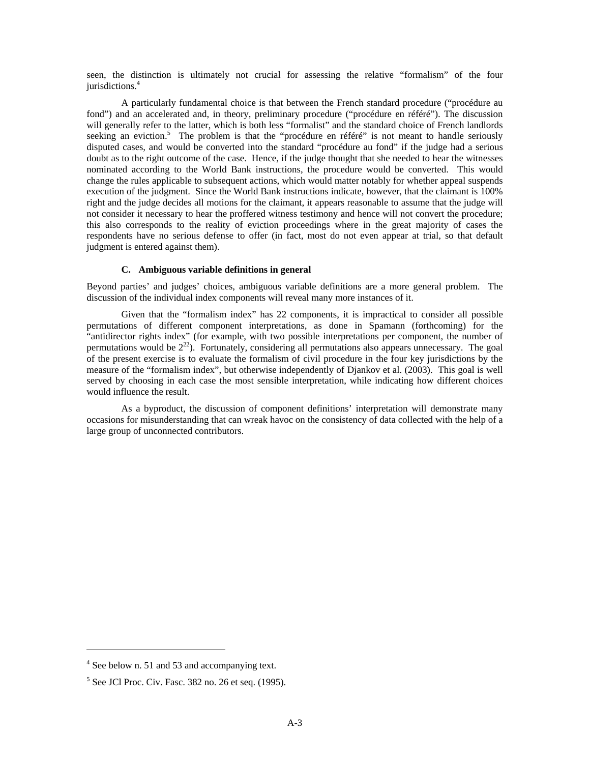seen, the distinction is ultimately not crucial for assessing the relative "formalism" of the four jurisdictions.[4]

A particularly fundamental choice is that between the French standard procedure ("procédure au fond") and an accelerated and, in theory, preliminary procedure ("procédure en référé"). The discussion will generally refer to the latter, which is both less "formalist" and the standard choice of French landlords seeking an eviction.[5] The problem is that the "procédure en référé" is not meant to handle seriously disputed cases, and would be converted into the standard "procédure au fond" if the judge had a serious doubt as to the right outcome of the case. Hence, if the judge thought that she needed to hear the witnesses nominated according to the World Bank instructions, the procedure would be converted. This would change the rules applicable to subsequent actions, which would matter notably for whether appeal suspends execution of the judgment. Since the World Bank instructions indicate, however, that the claimant is 100% right and the judge decides all motions for the claimant, it appears reasonable to assume that the judge will not consider it necessary to hear the proffered witness testimony and hence will not convert the procedure; this also corresponds to the reality of eviction proceedings where in the great majority of cases the respondents have no serious defense to offer (in fact, most do not even appear at trial, so that default judgment is entered against them).

### C. Ambiguous variable definitions in general

Beyond parties' and judges' choices, ambiguous variable definitions are a more general problem. The discussion of the individual index components will reveal many more instances of it.

Given that the "formalism index" has 22 components, it is impractical to consider all possible permutations of different component interpretations, as done in Spamann (forthcoming) for the "antidirector rights index" (for example, with two possible interpretations per component, the number of permutations would be $2^{22}$). Fortunately, considering all permutations also appears unnecessary. The goal of the present exercise is to evaluate the formalism of civil procedure in the four key jurisdictions by the measure of the "formalism index", but otherwise independently of Djankov et al. (2003). This goal is well served by choosing in each case the most sensible interpretation, while indicating how different choices would influence the result.

As a byproduct, the discussion of component definitions' interpretation will demonstrate many occasions for misunderstanding that can wreak havoc on the consistency of data collected with the help of a large group of unconnected contributors.

---

[4] See below n. 51 and 53 and accompanying text.

[5] See JCl Proc. Civ. Fasc. 382 no. 26 et seq. (1995).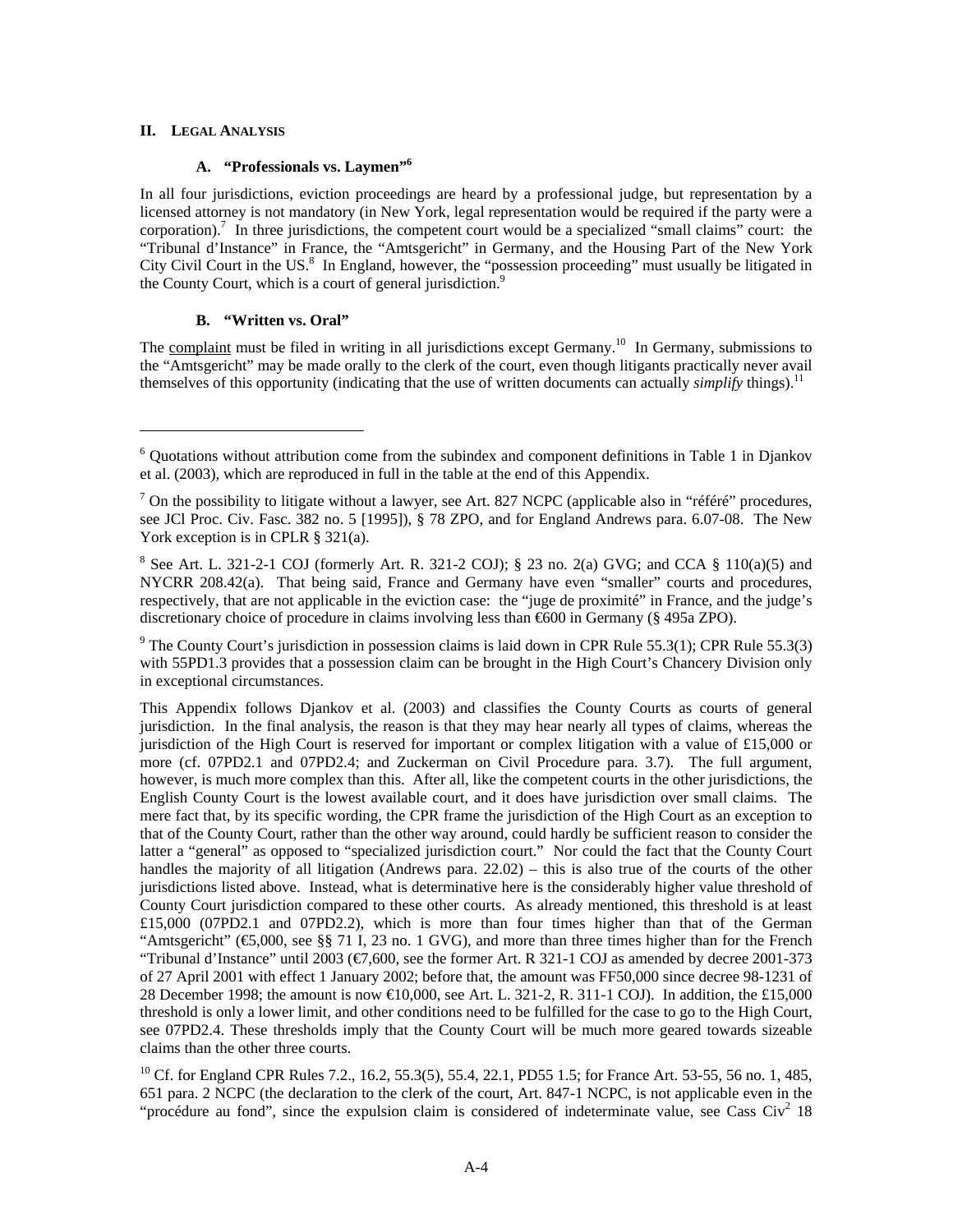## II. Legal Analysis

### A. "Professionals vs. Laymen"[6]

In all four jurisdictions, eviction proceedings are heard by a professional judge, but representation by a licensed attorney is not mandatory (in New York, legal representation would be required if the party were a corporation).[7] In three jurisdictions, the competent court would be a specialized "small claims" court: the "Tribunal d'Instance" in France, the "Amtsgericht" in Germany, and the Housing Part of the New York City Civil Court in the US.[8] In England, however, the "possession proceeding" must usually be litigated in the County Court, which is a court of general jurisdiction.[9]

### B. "Written vs. Oral"

The complaint must be filed in writing in all jurisdictions except Germany.[10] In Germany, submissions to the "Amtsgericht" may be made orally to the clerk of the court, even though litigants practically never avail themselves of this opportunity (indicating that the use of written documents can actually *simplify* things).[11]

---

[6] Quotations without attribution come from the subindex and component definitions in Table 1 in Djankov et al. (2003), which are reproduced in full in the table at the end of this Appendix.

[7] On the possibility to litigate without a lawyer, see Art. 827 NCPC (applicable also in "référé" procedures, see JCl Proc. Civ. Fasc. 382 no. 5 [1995]), § 78 ZPO, and for England Andrews para. 6.07-08. The New York exception is in CPLR § 321(a).

[8] See Art. L. 321-2-1 COJ (formerly Art. R. 321-2 COJ); § 23 no. 2(a) GVG; and CCA § 110(a)(5) and NYCRR 208.42(a). That being said, France and Germany have even "smaller" courts and procedures, respectively, that are not applicable in the eviction case: the "juge de proximité" in France, and the judge's discretionary choice of procedure in claims involving less than €600 in Germany (§ 495a ZPO).

[9] The County Court's jurisdiction in possession claims is laid down in CPR Rule 55.3(1); CPR Rule 55.3(3) with 55PD1.3 provides that a possession claim can be brought in the High Court's Chancery Division only in exceptional circumstances.

This Appendix follows Djankov et al. (2003) and classifies the County Courts as courts of general jurisdiction. In the final analysis, the reason is that they may hear nearly all types of claims, whereas the jurisdiction of the High Court is reserved for important or complex litigation with a value of £15,000 or more (cf. 07PD2.1 and 07PD2.4; and Zuckerman on Civil Procedure para. 3.7). The full argument, however, is much more complex than this. After all, like the competent courts in the other jurisdictions, the English County Court is the lowest available court, and it does have jurisdiction over small claims. The mere fact that, by its specific wording, the CPR frame the jurisdiction of the High Court as an exception to that of the County Court, rather than the other way around, could hardly be sufficient reason to consider the latter a "general" as opposed to "specialized jurisdiction court." Nor could the fact that the County Court handles the majority of all litigation (Andrews para. 22.02) – this is also true of the courts of the other jurisdictions listed above. Instead, what is determinative here is the considerably higher value threshold of County Court jurisdiction compared to these other courts. As already mentioned, this threshold is at least £15,000 (07PD2.1 and 07PD2.2), which is more than four times higher than that of the German "Amtsgericht" (€5,000, see §§ 71 I, 23 no. 1 GVG), and more than three times higher than for the French "Tribunal d'Instance" until 2003 (€7,600, see the former Art. R 321-1 COJ as amended by decree 2001-373 of 27 April 2001 with effect 1 January 2002; before that, the amount was FF50,000 since decree 98-1231 of 28 December 1998; the amount is now €10,000, see Art. L. 321-2, R. 311-1 COJ). In addition, the £15,000 threshold is only a lower limit, and other conditions need to be fulfilled for the case to go to the High Court, see 07PD2.4. These thresholds imply that the County Court will be much more geared towards sizeable claims than the other three courts.

[10] Cf. for England CPR Rules 7.2., 16.2, 55.3(5), 55.4, 22.1, PD55 1.5; for France Art. 53-55, 56 no. 1, 485, 651 para. 2 NCPC (the declaration to the clerk of the court, Art. 847-1 NCPC, is not applicable even in the "procédure au fond", since the expulsion claim is considered of indeterminate value, see Cass Civ[2] 18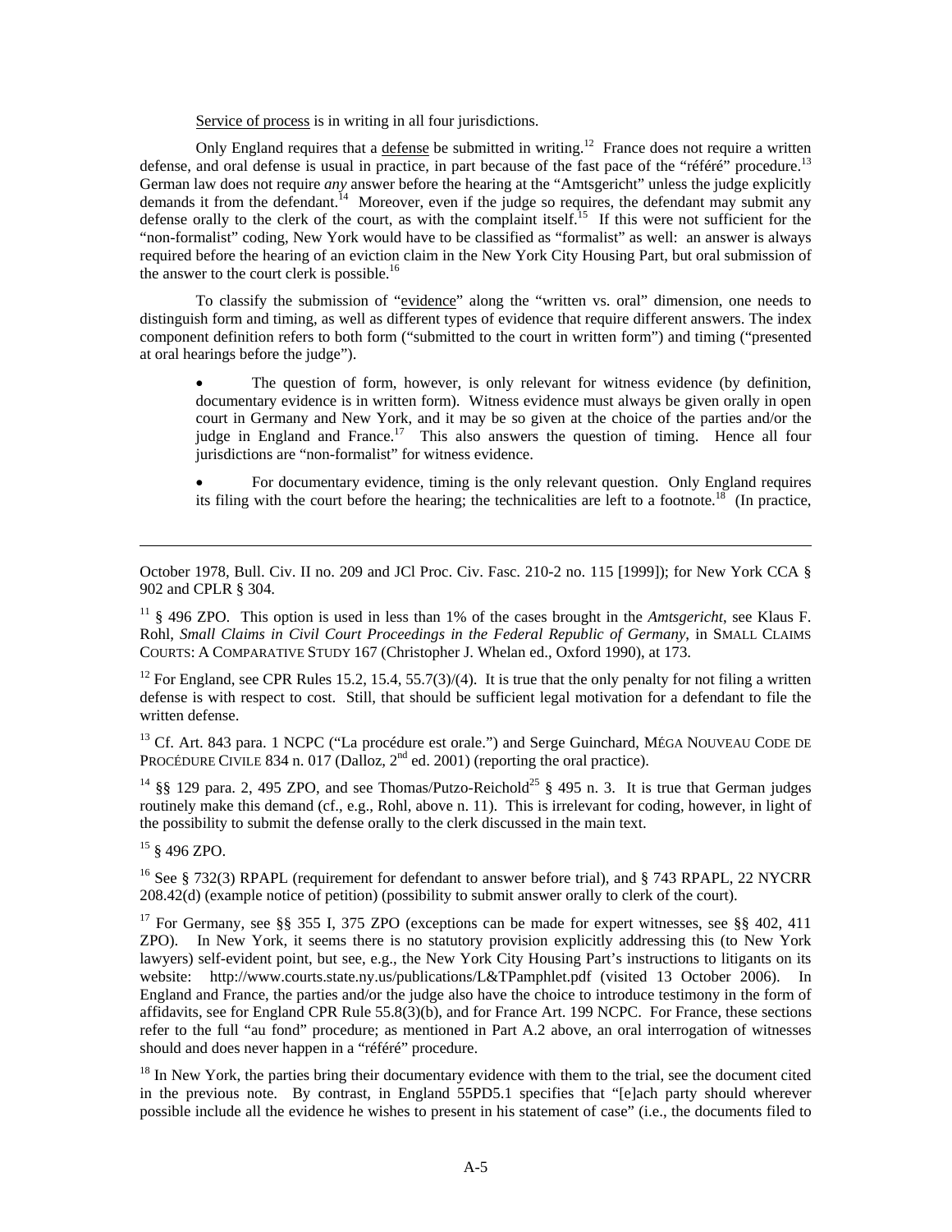Service of process is in writing in all four jurisdictions.

Only England requires that a defense be submitted in writing.[12] France does not require a written defense, and oral defense is usual in practice, in part because of the fast pace of the "référé" procedure.[13] German law does not require *any* answer before the hearing at the "Amtsgericht" unless the judge explicitly demands it from the defendant.[14] Moreover, even if the judge so requires, the defendant may submit any defense orally to the clerk of the court, as with the complaint itself.[15] If this were not sufficient for the "non-formalist" coding, New York would have to be classified as "formalist" as well: an answer is always required before the hearing of an eviction claim in the New York City Housing Part, but oral submission of the answer to the court clerk is possible.[16]

To classify the submission of "evidence" along the "written vs. oral" dimension, one needs to distinguish form and timing, as well as different types of evidence that require different answers. The index component definition refers to both form ("submitted to the court in written form") and timing ("presented at oral hearings before the judge").

- The question of form, however, is only relevant for witness evidence (by definition, documentary evidence is in written form). Witness evidence must always be given orally in open court in Germany and New York, and it may be so given at the choice of the parties and/or the judge in England and France.[17] This also answers the question of timing. Hence all four jurisdictions are "non-formalist" for witness evidence.

- For documentary evidence, timing is the only relevant question. Only England requires its filing with the court before the hearing; the technicalities are left to a footnote.[18] (In practice,

---

October 1978, Bull. Civ. II no. 209 and JCl Proc. Civ. Fasc. 210-2 no. 115 [1999]); for New York CCA § 902 and CPLR § 304.

[11] § 496 ZPO. This option is used in less than 1% of the cases brought in the *Amtsgericht*, see Klaus F. Rohl, *Small Claims in Civil Court Proceedings in the Federal Republic of Germany*, in SMALL CLAIMS COURTS: A COMPARATIVE STUDY 167 (Christopher J. Whelan ed., Oxford 1990), at 173.

[12] For England, see CPR Rules 15.2, 15.4, 55.7(3)/(4). It is true that the only penalty for not filing a written defense is with respect to cost. Still, that should be sufficient legal motivation for a defendant to file the written defense.

[13] Cf. Art. 843 para. 1 NCPC ("La procédure est orale.") and Serge Guinchard, MÉGA NOUVEAU CODE DE PROCÉDURE CIVILE 834 n. 017 (Dalloz, 2nd ed. 2001) (reporting the oral practice).

[14] §§ 129 para. 2, 495 ZPO, and see Thomas/Putzo-Reichold[25] § 495 n. 3. It is true that German judges routinely make this demand (cf., e.g., Rohl, above n. 11). This is irrelevant for coding, however, in light of the possibility to submit the defense orally to the clerk discussed in the main text.

[15] § 496 ZPO.

[16] See § 732(3) RPAPL (requirement for defendant to answer before trial), and § 743 RPAPL, 22 NYCRR 208.42(d) (example notice of petition) (possibility to submit answer orally to clerk of the court).

[17] For Germany, see §§ 355 I, 375 ZPO (exceptions can be made for expert witnesses, see §§ 402, 411 ZPO). In New York, it seems there is no statutory provision explicitly addressing this (to New York lawyers) self-evident point, but see, e.g., the New York City Housing Part's instructions to litigants on its website: http://www.courts.state.ny.us/publications/L&TPamphlet.pdf (visited 13 October 2006). In England and France, the parties and/or the judge also have the choice to introduce testimony in the form of affidavits, see for England CPR Rule 55.8(3)(b), and for France Art. 199 NCPC. For France, these sections refer to the full "au fond" procedure; as mentioned in Part A.2 above, an oral interrogation of witnesses should and does never happen in a "référé" procedure.

[18] In New York, the parties bring their documentary evidence with them to the trial, see the document cited in the previous note. By contrast, in England 55PD5.1 specifies that "[e]ach party should wherever possible include all the evidence he wishes to present in his statement of case" (i.e., the documents filed to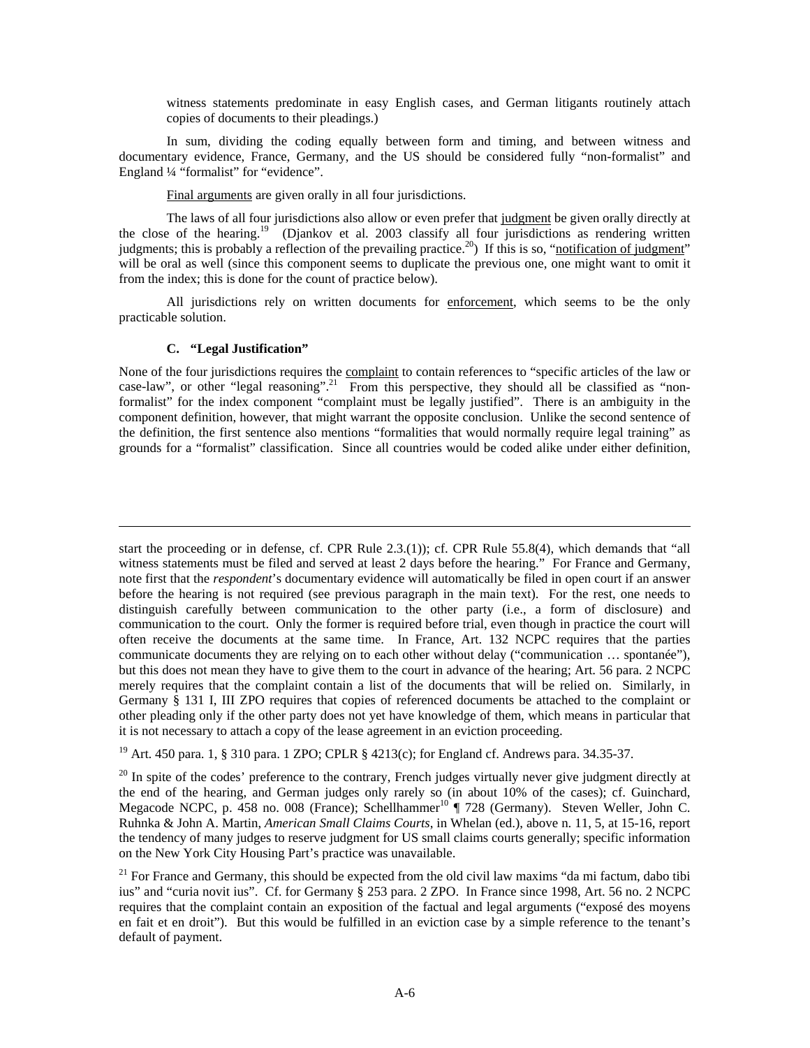witness statements predominate in easy English cases, and German litigants routinely attach copies of documents to their pleadings.)

In sum, dividing the coding equally between form and timing, and between witness and documentary evidence, France, Germany, and the US should be considered fully "non-formalist" and England ¼ "formalist" for "evidence".

Final arguments are given orally in all four jurisdictions.

The laws of all four jurisdictions also allow or even prefer that judgment be given orally directly at the close of the hearing.[19] (Djankov et al. 2003 classify all four jurisdictions as rendering written judgments; this is probably a reflection of the prevailing practice.[20]) If this is so, "notification of judgment" will be oral as well (since this component seems to duplicate the previous one, one might want to omit it from the index; this is done for the count of practice below).

All jurisdictions rely on written documents for enforcement, which seems to be the only practicable solution.

### C. "Legal Justification"

None of the four jurisdictions requires the complaint to contain references to "specific articles of the law or case-law", or other "legal reasoning".[21] From this perspective, they should all be classified as "non-formalist" for the index component "complaint must be legally justified". There is an ambiguity in the component definition, however, that might warrant the opposite conclusion. Unlike the second sentence of the definition, the first sentence also mentions "formalities that would normally require legal training" as grounds for a "formalist" classification. Since all countries would be coded alike under either definition,

---

start the proceeding or in defense, cf. CPR Rule 2.3.(1)); cf. CPR Rule 55.8(4), which demands that "all witness statements must be filed and served at least 2 days before the hearing." For France and Germany, note first that the *respondent*'s documentary evidence will automatically be filed in open court if an answer before the hearing is not required (see previous paragraph in the main text). For the rest, one needs to distinguish carefully between communication to the other party (i.e., a form of disclosure) and communication to the court. Only the former is required before trial, even though in practice the court will often receive the documents at the same time. In France, Art. 132 NCPC requires that the parties communicate documents they are relying on to each other without delay ("communication … spontanée"), but this does not mean they have to give them to the court in advance of the hearing; Art. 56 para. 2 NCPC merely requires that the complaint contain a list of the documents that will be relied on. Similarly, in Germany § 131 I, III ZPO requires that copies of referenced documents be attached to the complaint or other pleading only if the other party does not yet have knowledge of them, which means in particular that it is not necessary to attach a copy of the lease agreement in an eviction proceeding.

[19] Art. 450 para. 1, § 310 para. 1 ZPO; CPLR § 4213(c); for England cf. Andrews para. 34.35-37.

[20] In spite of the codes' preference to the contrary, French judges virtually never give judgment directly at the end of the hearing, and German judges only rarely so (in about 10% of the cases); cf. Guinchard, Megacode NCPC, p. 458 no. 008 (France); Schellhammer[10] ¶ 728 (Germany). Steven Weller, John C. Ruhnka & John A. Martin, *American Small Claims Courts*, in Whelan (ed.), above n. 11, 5, at 15-16, report the tendency of many judges to reserve judgment for US small claims courts generally; specific information on the New York City Housing Part's practice was unavailable.

[21] For France and Germany, this should be expected from the old civil law maxims "da mi factum, dabo tibi ius" and "curia novit ius". Cf. for Germany § 253 para. 2 ZPO. In France since 1998, Art. 56 no. 2 NCPC requires that the complaint contain an exposition of the factual and legal arguments ("exposé des moyens en fait et en droit"). But this would be fulfilled in an eviction case by a simple reference to the tenant's default of payment.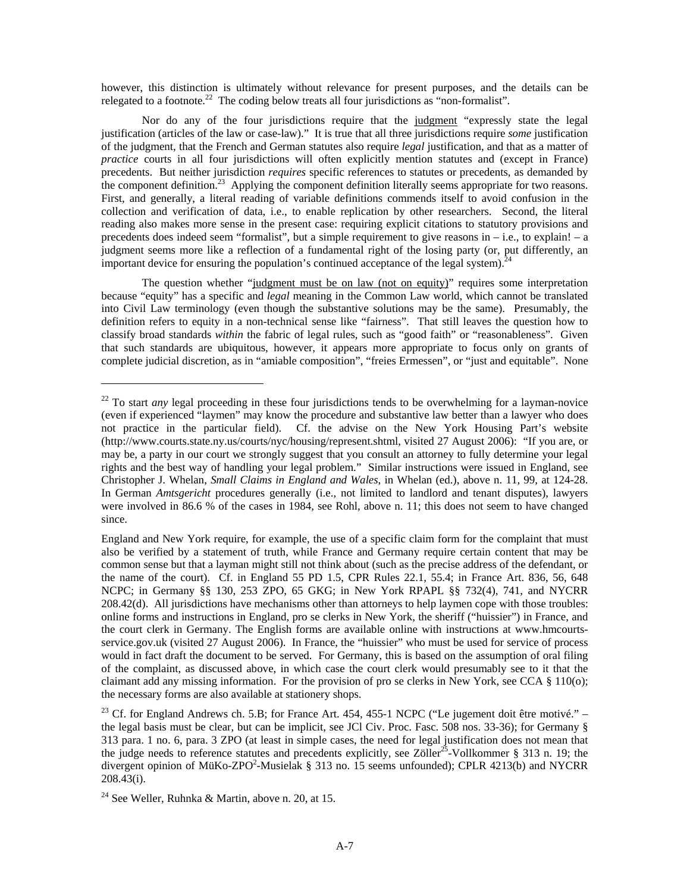however, this distinction is ultimately without relevance for present purposes, and the details can be relegated to a footnote.[22] The coding below treats all four jurisdictions as "non-formalist".

Nor do any of the four jurisdictions require that the judgment "expressly state the legal justification (articles of the law or case-law)." It is true that all three jurisdictions require *some* justification of the judgment, that the French and German statutes also require *legal* justification, and that as a matter of *practice* courts in all four jurisdictions will often explicitly mention statutes and (except in France) precedents. But neither jurisdiction *requires* specific references to statutes or precedents, as demanded by the component definition.[23] Applying the component definition literally seems appropriate for two reasons. First, and generally, a literal reading of variable definitions commends itself to avoid confusion in the collection and verification of data, i.e., to enable replication by other researchers. Second, the literal reading also makes more sense in the present case: requiring explicit citations to statutory provisions and precedents does indeed seem "formalist", but a simple requirement to give reasons in – i.e., to explain! – a judgment seems more like a reflection of a fundamental right of the losing party (or, put differently, an important device for ensuring the population's continued acceptance of the legal system).[24]

The question whether "judgment must be on law (not on equity)" requires some interpretation because "equity" has a specific and *legal* meaning in the Common Law world, which cannot be translated into Civil Law terminology (even though the substantive solutions may be the same). Presumably, the definition refers to equity in a non-technical sense like "fairness". That still leaves the question how to classify broad standards *within* the fabric of legal rules, such as "good faith" or "reasonableness". Given that such standards are ubiquitous, however, it appears more appropriate to focus only on grants of complete judicial discretion, as in "amiable composition", "freies Ermessen", or "just and equitable". None

---

[22] To start *any* legal proceeding in these four jurisdictions tends to be overwhelming for a layman-novice (even if experienced "laymen" may know the procedure and substantive law better than a lawyer who does not practice in the particular field). Cf. the advise on the New York Housing Part's website (http://www.courts.state.ny.us/courts/nyc/housing/represent.shtml, visited 27 August 2006): "If you are, or may be, a party in our court we strongly suggest that you consult an attorney to fully determine your legal rights and the best way of handling your legal problem." Similar instructions were issued in England, see Christopher J. Whelan, *Small Claims in England and Wales*, in Whelan (ed.), above n. 11, 99, at 124-28. In German *Amtsgericht* procedures generally (i.e., not limited to landlord and tenant disputes), lawyers were involved in 86.6 % of the cases in 1984, see Rohl, above n. 11; this does not seem to have changed since.

England and New York require, for example, the use of a specific claim form for the complaint that must also be verified by a statement of truth, while France and Germany require certain content that may be common sense but that a layman might still not think about (such as the precise address of the defendant, or the name of the court). Cf. in England 55 PD 1.5, CPR Rules 22.1, 55.4; in France Art. 836, 56, 648 NCPC; in Germany §§ 130, 253 ZPO, 65 GKG; in New York RPAPL §§ 732(4), 741, and NYCRR 208.42(d). All jurisdictions have mechanisms other than attorneys to help laymen cope with those troubles: online forms and instructions in England, pro se clerks in New York, the sheriff ("huissier") in France, and the court clerk in Germany. The English forms are available online with instructions at www.hmcourts-service.gov.uk (visited 27 August 2006). In France, the "huissier" who must be used for service of process would in fact draft the document to be served. For Germany, this is based on the assumption of oral filing of the complaint, as discussed above, in which case the court clerk would presumably see to it that the claimant add any missing information. For the provision of pro se clerks in New York, see CCA § 110(o); the necessary forms are also available at stationery shops.

[23] Cf. for England Andrews ch. 5.B; for France Art. 454, 455-1 NCPC ("Le jugement doit être motivé." – the legal basis must be clear, but can be implicit, see JCl Civ. Proc. Fasc. 508 nos. 33-36); for Germany § 313 para. 1 no. 6, para. 3 ZPO (at least in simple cases, the need for legal justification does not mean that the judge needs to reference statutes and precedents explicitly, see Zöller[25]-Vollkommer § 313 n. 19; the divergent opinion of MüKo-ZPO[2]-Musielak § 313 no. 15 seems unfounded); CPLR 4213(b) and NYCRR 208.43(i).

[24] See Weller, Ruhnka & Martin, above n. 20, at 15.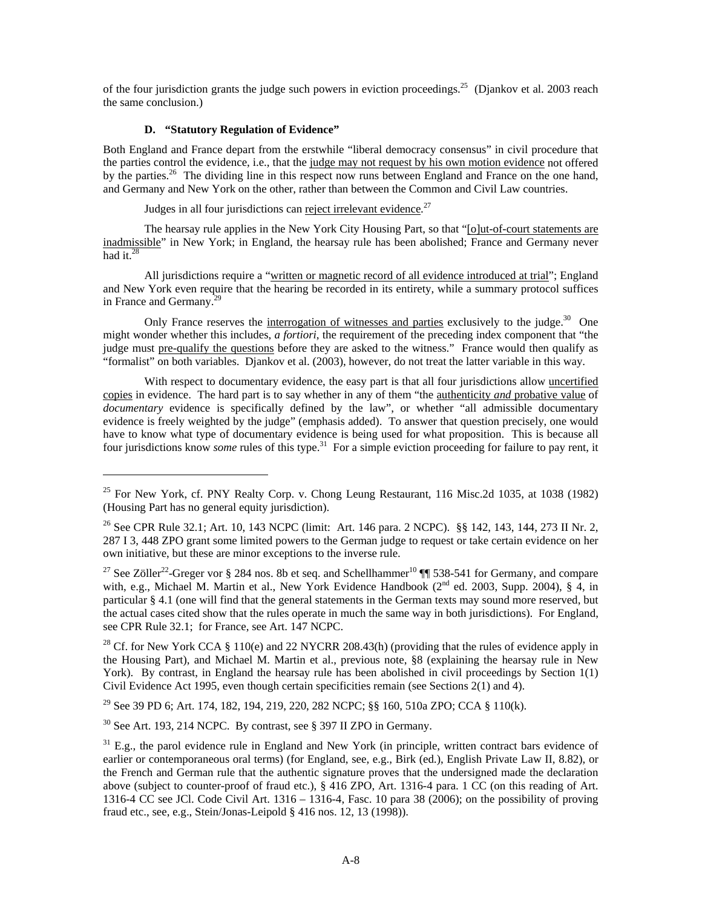of the four jurisdiction grants the judge such powers in eviction proceedings.[25] (Djankov et al. 2003 reach the same conclusion.)

### D. "Statutory Regulation of Evidence"

Both England and France depart from the erstwhile "liberal democracy consensus" in civil procedure that the parties control the evidence, i.e., that the judge may not request by his own motion evidence not offered by the parties.[26] The dividing line in this respect now runs between England and France on the one hand, and Germany and New York on the other, rather than between the Common and Civil Law countries.

Judges in all four jurisdictions can reject irrelevant evidence.[27]

The hearsay rule applies in the New York City Housing Part, so that "[o]ut-of-court statements are inadmissible" in New York; in England, the hearsay rule has been abolished; France and Germany never had it.[28]

All jurisdictions require a "written or magnetic record of all evidence introduced at trial"; England and New York even require that the hearing be recorded in its entirety, while a summary protocol suffices in France and Germany.[29]

Only France reserves the interrogation of witnesses and parties exclusively to the judge.[30] One might wonder whether this includes, *a fortiori*, the requirement of the preceding index component that "the judge must pre-qualify the questions before they are asked to the witness." France would then qualify as "formalist" on both variables. Djankov et al. (2003), however, do not treat the latter variable in this way.

With respect to documentary evidence, the easy part is that all four jurisdictions allow uncertified copies in evidence. The hard part is to say whether in any of them "the authenticity *and* probative value of *documentary* evidence is specifically defined by the law", or whether "all admissible documentary evidence is freely weighted by the judge" (emphasis added). To answer that question precisely, one would have to know what type of documentary evidence is being used for what proposition. This is because all four jurisdictions know *some* rules of this type.[31] For a simple eviction proceeding for failure to pay rent, it

---

[25] For New York, cf. PNY Realty Corp. v. Chong Leung Restaurant, 116 Misc.2d 1035, at 1038 (1982) (Housing Part has no general equity jurisdiction).

[26] See CPR Rule 32.1; Art. 10, 143 NCPC (limit: Art. 146 para. 2 NCPC). §§ 142, 143, 144, 273 II Nr. 2, 287 I 3, 448 ZPO grant some limited powers to the German judge to request or take certain evidence on her own initiative, but these are minor exceptions to the inverse rule.

[27] See Zöller[22]-Greger vor § 284 nos. 8b et seq. and Schellhammer[10] ¶¶ 538-541 for Germany, and compare with, e.g., Michael M. Martin et al., New York Evidence Handbook (2nd ed. 2003, Supp. 2004), § 4, in particular § 4.1 (one will find that the general statements in the German texts may sound more reserved, but the actual cases cited show that the rules operate in much the same way in both jurisdictions). For England, see CPR Rule 32.1; for France, see Art. 147 NCPC.

[28] Cf. for New York CCA § 110(e) and 22 NYCRR 208.43(h) (providing that the rules of evidence apply in the Housing Part), and Michael M. Martin et al., previous note, §8 (explaining the hearsay rule in New York). By contrast, in England the hearsay rule has been abolished in civil proceedings by Section 1(1) Civil Evidence Act 1995, even though certain specificities remain (see Sections 2(1) and 4).

[29] See 39 PD 6; Art. 174, 182, 194, 219, 220, 282 NCPC; §§ 160, 510a ZPO; CCA § 110(k).

[30] See Art. 193, 214 NCPC. By contrast, see § 397 II ZPO in Germany.

[31] E.g., the parol evidence rule in England and New York (in principle, written contract bars evidence of earlier or contemporaneous oral terms) (for England, see, e.g., Birk (ed.), English Private Law II, 8.82), or the French and German rule that the authentic signature proves that the undersigned made the declaration above (subject to counter-proof of fraud etc.), § 416 ZPO, Art. 1316-4 para. 1 CC (on this reading of Art. 1316-4 CC see JCl. Code Civil Art. 1316 – 1316-4, Fasc. 10 para 38 (2006); on the possibility of proving fraud etc., see, e.g., Stein/Jonas-Leipold § 416 nos. 12, 13 (1998)).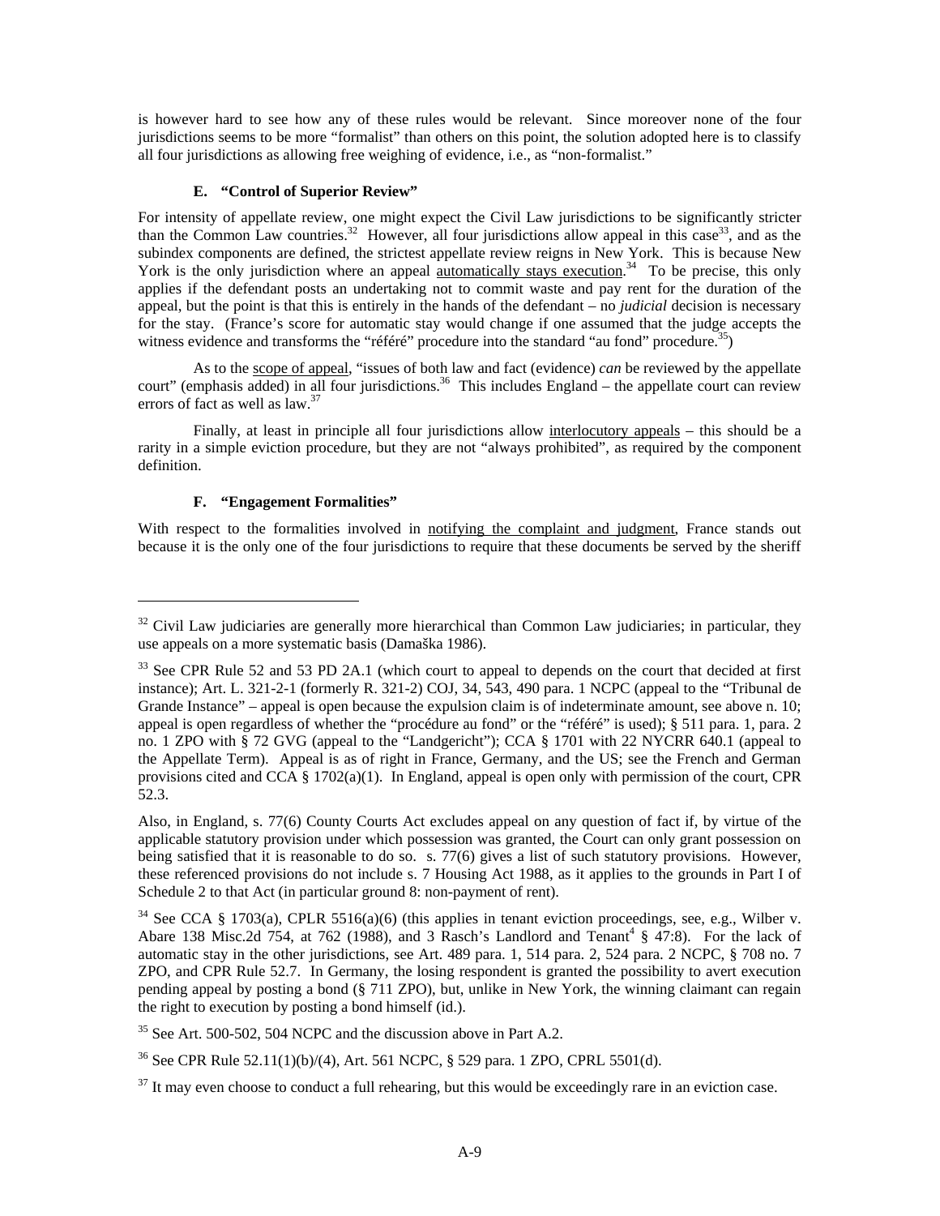is however hard to see how any of these rules would be relevant. Since moreover none of the four jurisdictions seems to be more "formalist" than others on this point, the solution adopted here is to classify all four jurisdictions as allowing free weighing of evidence, i.e., as "non-formalist."

### E. "Control of Superior Review"

For intensity of appellate review, one might expect the Civil Law jurisdictions to be significantly stricter than the Common Law countries.[32] However, all four jurisdictions allow appeal in this case[33], and as the subindex components are defined, the strictest appellate review reigns in New York. This is because New York is the only jurisdiction where an appeal automatically stays execution.[34] To be precise, this only applies if the defendant posts an undertaking not to commit waste and pay rent for the duration of the appeal, but the point is that this is entirely in the hands of the defendant – no *judicial* decision is necessary for the stay. (France's score for automatic stay would change if one assumed that the judge accepts the witness evidence and transforms the "référé" procedure into the standard "au fond" procedure.[35])

As to the scope of appeal, "issues of both law and fact (evidence) *can* be reviewed by the appellate court" (emphasis added) in all four jurisdictions.[36] This includes England – the appellate court can review errors of fact as well as law.[37]

Finally, at least in principle all four jurisdictions allow interlocutory appeals – this should be a rarity in a simple eviction procedure, but they are not "always prohibited", as required by the component definition.

### F. "Engagement Formalities"

With respect to the formalities involved in notifying the complaint and judgment, France stands out because it is the only one of the four jurisdictions to require that these documents be served by the sheriff

---

[32] Civil Law judiciaries are generally more hierarchical than Common Law judiciaries; in particular, they use appeals on a more systematic basis (Damaška 1986).

[33] See CPR Rule 52 and 53 PD 2A.1 (which court to appeal to depends on the court that decided at first instance); Art. L. 321-2-1 (formerly R. 321-2) COJ, 34, 543, 490 para. 1 NCPC (appeal to the "Tribunal de Grande Instance" – appeal is open because the expulsion claim is of indeterminate amount, see above n. 10; appeal is open regardless of whether the "procédure au fond" or the "référé" is used); § 511 para. 1, para. 2 no. 1 ZPO with § 72 GVG (appeal to the "Landgericht"); CCA § 1701 with 22 NYCRR 640.1 (appeal to the Appellate Term). Appeal is as of right in France, Germany, and the US; see the French and German provisions cited and CCA § 1702(a)(1). In England, appeal is open only with permission of the court, CPR 52.3.

Also, in England, s. 77(6) County Courts Act excludes appeal on any question of fact if, by virtue of the applicable statutory provision under which possession was granted, the Court can only grant possession on being satisfied that it is reasonable to do so. s. 77(6) gives a list of such statutory provisions. However, these referenced provisions do not include s. 7 Housing Act 1988, as it applies to the grounds in Part I of Schedule 2 to that Act (in particular ground 8: non-payment of rent).

[34] See CCA § 1703(a), CPLR 5516(a)(6) (this applies in tenant eviction proceedings, see, e.g., Wilber v. Abare 138 Misc.2d 754, at 762 (1988), and 3 Rasch's Landlord and Tenant[4] § 47:8). For the lack of automatic stay in the other jurisdictions, see Art. 489 para. 1, 514 para. 2, 524 para. 2 NCPC, § 708 no. 7 ZPO, and CPR Rule 52.7. In Germany, the losing respondent is granted the possibility to avert execution pending appeal by posting a bond (§ 711 ZPO), but, unlike in New York, the winning claimant can regain the right to execution by posting a bond himself (id.).

[35] See Art. 500-502, 504 NCPC and the discussion above in Part A.2.

[36] See CPR Rule 52.11(1)(b)/(4), Art. 561 NCPC, § 529 para. 1 ZPO, CPRL 5501(d).

[37] It may even choose to conduct a full rehearing, but this would be exceedingly rare in an eviction case.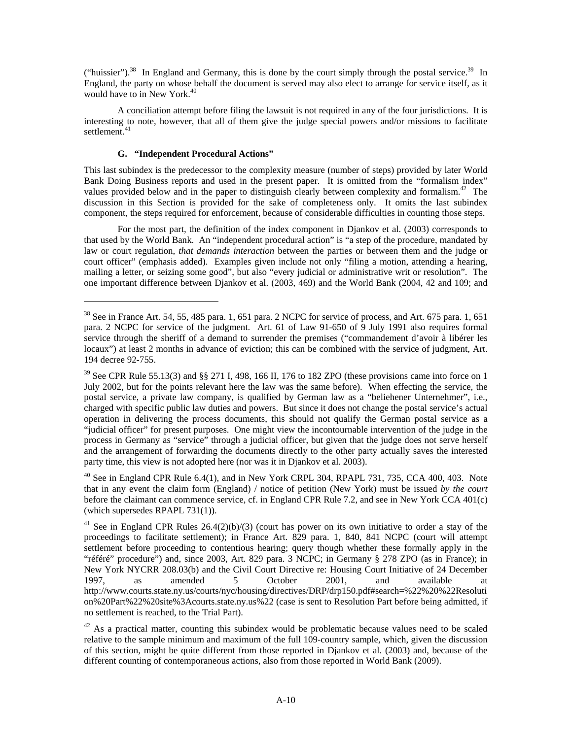("huissier").[38] In England and Germany, this is done by the court simply through the postal service.[39] In England, the party on whose behalf the document is served may also elect to arrange for service itself, as it would have to in New York.[40]

A conciliation attempt before filing the lawsuit is not required in any of the four jurisdictions. It is interesting to note, however, that all of them give the judge special powers and/or missions to facilitate settlement.[41]

### G. "Independent Procedural Actions"

This last subindex is the predecessor to the complexity measure (number of steps) provided by later World Bank Doing Business reports and used in the present paper. It is omitted from the "formalism index" values provided below and in the paper to distinguish clearly between complexity and formalism.[42] The discussion in this Section is provided for the sake of completeness only. It omits the last subindex component, the steps required for enforcement, because of considerable difficulties in counting those steps.

For the most part, the definition of the index component in Djankov et al. (2003) corresponds to that used by the World Bank. An "independent procedural action" is "a step of the procedure, mandated by law or court regulation, *that demands interaction* between the parties or between them and the judge or court officer" (emphasis added). Examples given include not only "filing a motion, attending a hearing, mailing a letter, or seizing some good", but also "every judicial or administrative writ or resolution". The one important difference between Djankov et al. (2003, 469) and the World Bank (2004, 42 and 109; and

---

[38] See in France Art. 54, 55, 485 para. 1, 651 para. 2 NCPC for service of process, and Art. 675 para. 1, 651 para. 2 NCPC for service of the judgment. Art. 61 of Law 91-650 of 9 July 1991 also requires formal service through the sheriff of a demand to surrender the premises ("commandement d'avoir à libérer les locaux") at least 2 months in advance of eviction; this can be combined with the service of judgment, Art. 194 decree 92-755.

[39] See CPR Rule 55.13(3) and §§ 271 I, 498, 166 II, 176 to 182 ZPO (these provisions came into force on 1 July 2002, but for the points relevant here the law was the same before). When effecting the service, the postal service, a private law company, is qualified by German law as a "beliehener Unternehmer", i.e., charged with specific public law duties and powers. But since it does not change the postal service's actual operation in delivering the process documents, this should not qualify the German postal service as a "judicial officer" for present purposes. One might view the incontournable intervention of the judge in the process in Germany as "service" through a judicial officer, but given that the judge does not serve herself and the arrangement of forwarding the documents directly to the other party actually saves the interested party time, this view is not adopted here (nor was it in Djankov et al. 2003).

[40] See in England CPR Rule 6.4(1), and in New York CRPL 304, RPAPL 731, 735, CCA 400, 403. Note that in any event the claim form (England) / notice of petition (New York) must be issued *by the court* before the claimant can commence service, cf. in England CPR Rule 7.2, and see in New York CCA 401(c) (which supersedes RPAPL 731(1)).

[41] See in England CPR Rules 26.4(2)(b)/(3) (court has power on its own initiative to order a stay of the proceedings to facilitate settlement); in France Art. 829 para. 1, 840, 841 NCPC (court will attempt settlement before proceeding to contentious hearing; query though whether these formally apply in the "référé" procedure") and, since 2003, Art. 829 para. 3 NCPC; in Germany § 278 ZPO (as in France); in New York NYCRR 208.03(b) and the Civil Court Directive re: Housing Court Initiative of 24 December 1997, as amended 5 October 2001, and available at http://www.courts.state.ny.us/courts/nyc/housing/directives/DRP/drp150.pdf#search=%22%20%22Resolution%20Part%22%20site%3Acourts.state.ny.us%22 (case is sent to Resolution Part before being admitted, if no settlement is reached, to the Trial Part).

[42] As a practical matter, counting this subindex would be problematic because values need to be scaled relative to the sample minimum and maximum of the full 109-country sample, which, given the discussion of this section, might be quite different from those reported in Djankov et al. (2003) and, because of the different counting of contemporaneous actions, also from those reported in World Bank (2009).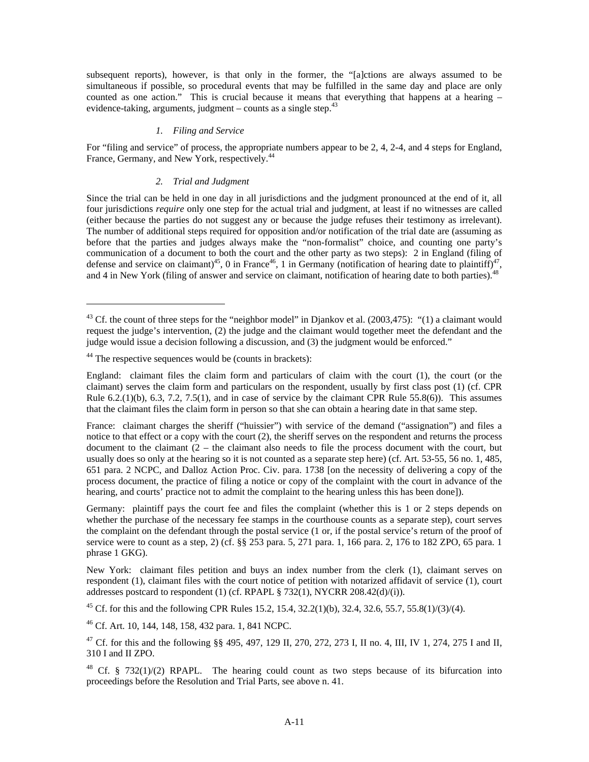subsequent reports), however, is that only in the former, the "[a]ctions are always assumed to be simultaneous if possible, so procedural events that may be fulfilled in the same day and place are only counted as one action." This is crucial because it means that everything that happens at a hearing – evidence-taking, arguments, judgment – counts as a single step.[43]

#### *1. Filing and Service*

For "filing and service" of process, the appropriate numbers appear to be 2, 4, 2-4, and 4 steps for England, France, Germany, and New York, respectively.[44]

#### *2. Trial and Judgment*

Since the trial can be held in one day in all jurisdictions and the judgment pronounced at the end of it, all four jurisdictions *require* only one step for the actual trial and judgment, at least if no witnesses are called (either because the parties do not suggest any or because the judge refuses their testimony as irrelevant). The number of additional steps required for opposition and/or notification of the trial date are (assuming as before that the parties and judges always make the "non-formalist" choice, and counting one party's communication of a document to both the court and the other party as two steps): 2 in England (filing of defense and service on claimant)[45], 0 in France[46], 1 in Germany (notification of hearing date to plaintiff)[47], and 4 in New York (filing of answer and service on claimant, notification of hearing date to both parties).[48]

---

[43] Cf. the count of three steps for the "neighbor model" in Djankov et al. (2003,475): "(1) a claimant would request the judge's intervention, (2) the judge and the claimant would together meet the defendant and the judge would issue a decision following a discussion, and (3) the judgment would be enforced."

[44] The respective sequences would be (counts in brackets):

England: claimant files the claim form and particulars of claim with the court (1), the court (or the claimant) serves the claim form and particulars on the respondent, usually by first class post (1) (cf. CPR Rule 6.2.(1)(b), 6.3, 7.2, 7.5(1), and in case of service by the claimant CPR Rule 55.8(6)). This assumes that the claimant files the claim form in person so that she can obtain a hearing date in that same step.

France: claimant charges the sheriff ("huissier") with service of the demand ("assignation") and files a notice to that effect or a copy with the court (2), the sheriff serves on the respondent and returns the process document to the claimant (2 – the claimant also needs to file the process document with the court, but usually does so only at the hearing so it is not counted as a separate step here) (cf. Art. 53-55, 56 no. 1, 485, 651 para. 2 NCPC, and Dalloz Action Proc. Civ. para. 1738 [on the necessity of delivering a copy of the process document, the practice of filing a notice or copy of the complaint with the court in advance of the hearing, and courts' practice not to admit the complaint to the hearing unless this has been done]).

Germany: plaintiff pays the court fee and files the complaint (whether this is 1 or 2 steps depends on whether the purchase of the necessary fee stamps in the courthouse counts as a separate step), court serves the complaint on the defendant through the postal service (1 or, if the postal service's return of the proof of service were to count as a step, 2) (cf. §§ 253 para. 5, 271 para. 1, 166 para. 2, 176 to 182 ZPO, 65 para. 1 phrase 1 GKG).

New York: claimant files petition and buys an index number from the clerk (1), claimant serves on respondent (1), claimant files with the court notice of petition with notarized affidavit of service (1), court addresses postcard to respondent (1) (cf. RPAPL § 732(1), NYCRR 208.42(d)/(i)).

[45] Cf. for this and the following CPR Rules 15.2, 15.4, 32.2(1)(b), 32.4, 32.6, 55.7, 55.8(1)/(3)/(4).

[46] Cf. Art. 10, 144, 148, 158, 432 para. 1, 841 NCPC.

[47] Cf. for this and the following §§ 495, 497, 129 II, 270, 272, 273 I, II no. 4, III, IV 1, 274, 275 I and II, 310 I and II ZPO.

[48] Cf. § 732(1)/(2) RPAPL. The hearing could count as two steps because of its bifurcation into proceedings before the Resolution and Trial Parts, see above n. 41.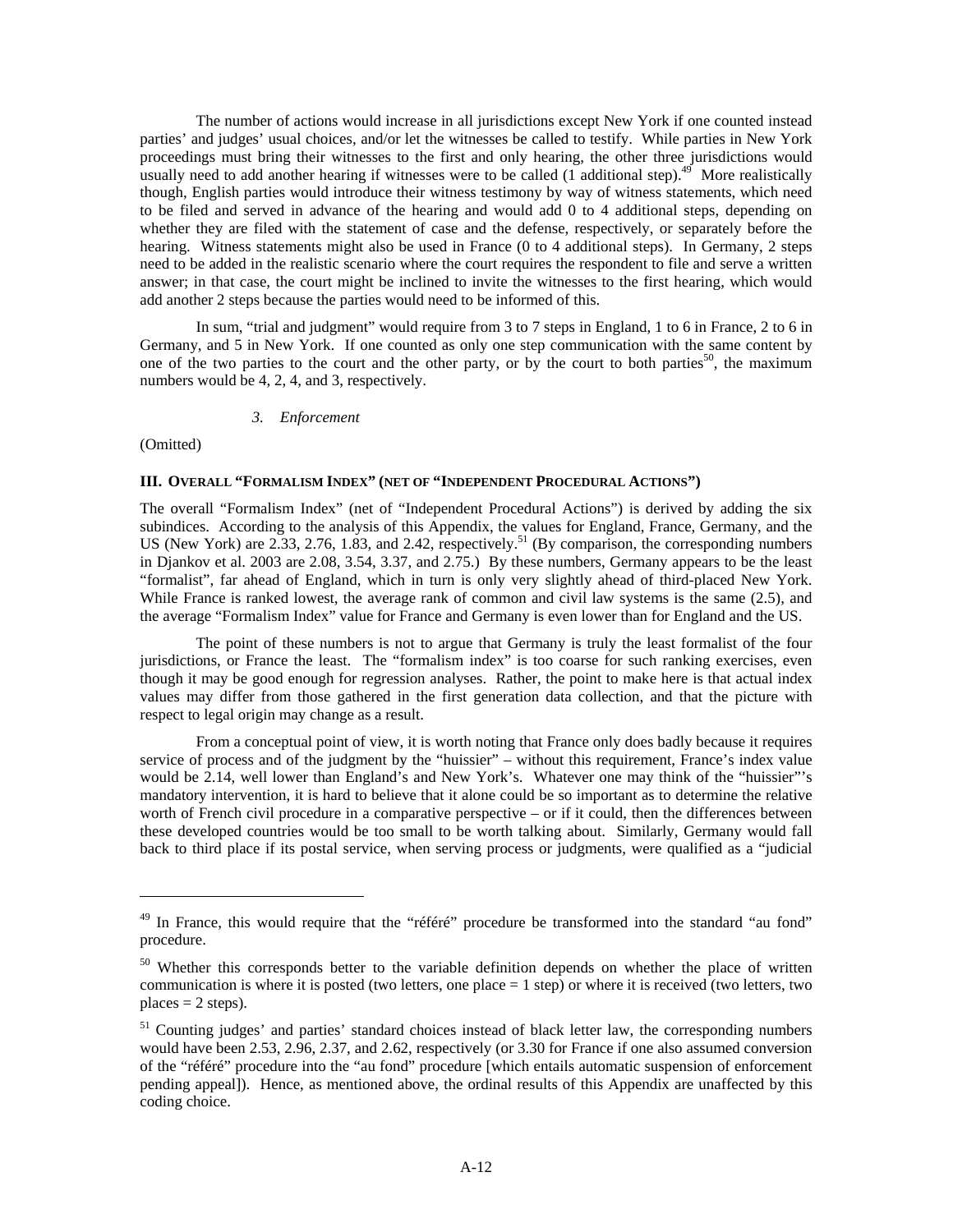The number of actions would increase in all jurisdictions except New York if one counted instead parties' and judges' usual choices, and/or let the witnesses be called to testify. While parties in New York proceedings must bring their witnesses to the first and only hearing, the other three jurisdictions would usually need to add another hearing if witnesses were to be called (1 additional step).[49] More realistically though, English parties would introduce their witness testimony by way of witness statements, which need to be filed and served in advance of the hearing and would add 0 to 4 additional steps, depending on whether they are filed with the statement of case and the defense, respectively, or separately before the hearing. Witness statements might also be used in France (0 to 4 additional steps). In Germany, 2 steps need to be added in the realistic scenario where the court requires the respondent to file and serve a written answer; in that case, the court might be inclined to invite the witnesses to the first hearing, which would add another 2 steps because the parties would need to be informed of this.

In sum, "trial and judgment" would require from 3 to 7 steps in England, 1 to 6 in France, 2 to 6 in Germany, and 5 in New York. If one counted as only one step communication with the same content by one of the two parties to the court and the other party, or by the court to both parties[50], the maximum numbers would be 4, 2, 4, and 3, respectively.

### *3. Enforcement*

(Omitted)

## III. Overall "Formalism Index" (net of "Independent Procedural Actions")

The overall "Formalism Index" (net of "Independent Procedural Actions") is derived by adding the six subindices. According to the analysis of this Appendix, the values for England, France, Germany, and the US (New York) are 2.33, 2.76, 1.83, and 2.42, respectively.[51] (By comparison, the corresponding numbers in Djankov et al. 2003 are 2.08, 3.54, 3.37, and 2.75.) By these numbers, Germany appears to be the least "formalist", far ahead of England, which in turn is only very slightly ahead of third-placed New York. While France is ranked lowest, the average rank of common and civil law systems is the same (2.5), and the average "Formalism Index" value for France and Germany is even lower than for England and the US.

The point of these numbers is not to argue that Germany is truly the least formalist of the four jurisdictions, or France the least. The "formalism index" is too coarse for such ranking exercises, even though it may be good enough for regression analyses. Rather, the point to make here is that actual index values may differ from those gathered in the first generation data collection, and that the picture with respect to legal origin may change as a result.

From a conceptual point of view, it is worth noting that France only does badly because it requires service of process and of the judgment by the "huissier" – without this requirement, France's index value would be 2.14, well lower than England's and New York's. Whatever one may think of the "huissier"'s mandatory intervention, it is hard to believe that it alone could be so important as to determine the relative worth of French civil procedure in a comparative perspective – or if it could, then the differences between these developed countries would be too small to be worth talking about. Similarly, Germany would fall back to third place if its postal service, when serving process or judgments, were qualified as a "judicial

---

[49] In France, this would require that the "référé" procedure be transformed into the standard "au fond" procedure.

[50] Whether this corresponds better to the variable definition depends on whether the place of written communication is where it is posted (two letters, one place = 1 step) or where it is received (two letters, two places = 2 steps).

[51] Counting judges' and parties' standard choices instead of black letter law, the corresponding numbers would have been 2.53, 2.96, 2.37, and 2.62, respectively (or 3.30 for France if one also assumed conversion of the "référé" procedure into the "au fond" procedure [which entails automatic suspension of enforcement pending appeal]). Hence, as mentioned above, the ordinal results of this Appendix are unaffected by this coding choice.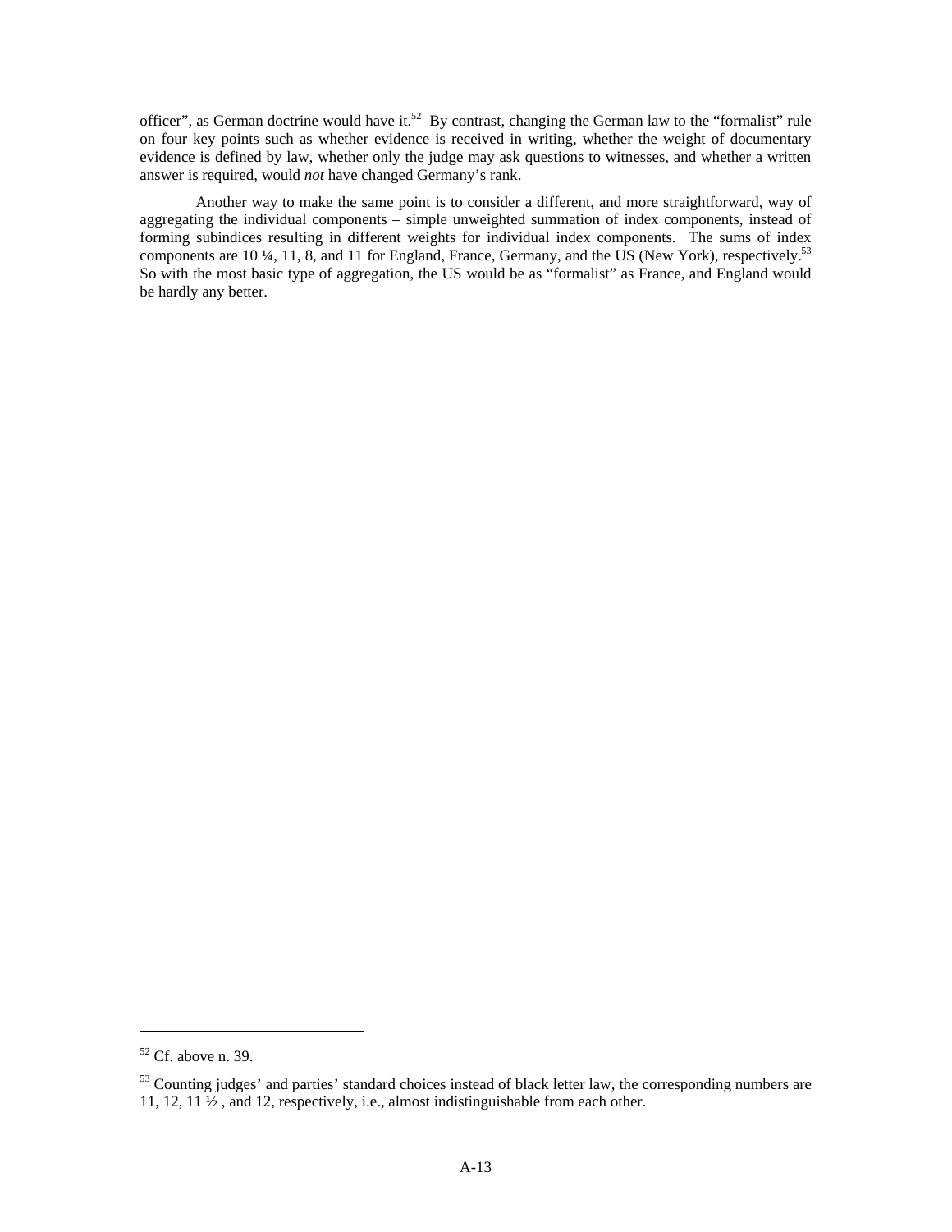officer", as German doctrine would have it.[52] By contrast, changing the German law to the "formalist" rule on four key points such as whether evidence is received in writing, whether the weight of documentary evidence is defined by law, whether only the judge may ask questions to witnesses, and whether a written answer is required, would *not* have changed Germany's rank.

Another way to make the same point is to consider a different, and more straightforward, way of aggregating the individual components – simple unweighted summation of index components, instead of forming subindices resulting in different weights for individual index components. The sums of index components are 10 ¼, 11, 8, and 11 for England, France, Germany, and the US (New York), respectively.[53] So with the most basic type of aggregation, the US would be as "formalist" as France, and England would be hardly any better.

---

[52] Cf. above n. 39.

[53] Counting judges' and parties' standard choices instead of black letter law, the corresponding numbers are 11, 12, 11 ½ , and 12, respectively, i.e., almost indistinguishable from each other.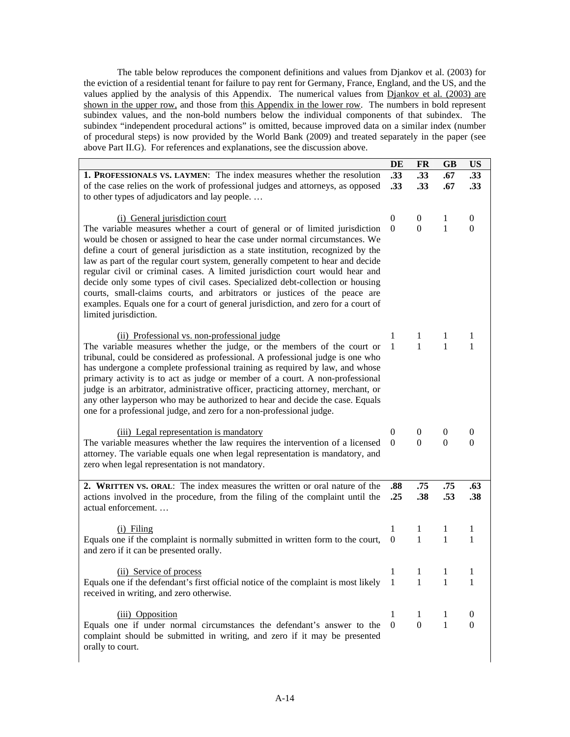The table below reproduces the component definitions and values from Djankov et al. (2003) for the eviction of a residential tenant for failure to pay rent for Germany, France, England, and the US, and the values applied by the analysis of this Appendix. The numerical values from Djankov et al. (2003) are shown in the upper row, and those from this Appendix in the lower row. The numbers in bold represent subindex values, and the non-bold numbers below the individual components of that subindex. The subindex "independent procedural actions" is omitted, because improved data on a similar index (number of procedural steps) is now provided by the World Bank (2009) and treated separately in the paper (see above Part II.G). For references and explanations, see the discussion above.

| | DE | FR | GB | US |
|---|---|---|---|---|
| **1. Professionals vs. Laymen**: The index measures whether the resolution of the case relies on the work of professional judges and attorneys, as opposed to other types of adjudicators and lay people. … | **.33**<br>**.33** | **.33**<br>**.33** | **.67**<br>**.67** | **.33**<br>**.33** |
| (i) General jurisdiction court<br>The variable measures whether a court of general or of limited jurisdiction would be chosen or assigned to hear the case under normal circumstances. We define a court of general jurisdiction as a state institution, recognized by the law as part of the regular court system, generally competent to hear and decide regular civil or criminal cases. A limited jurisdiction court would hear and decide only some types of civil cases. Specialized debt-collection or housing courts, small-claims courts, and arbitrators or justices of the peace are examples. Equals one for a court of general jurisdiction, and zero for a court of limited jurisdiction. | 0<br>0 | 0<br>0 | 1<br>1 | 0<br>0 |
| (ii) Professional vs. non-professional judge<br>The variable measures whether the judge, or the members of the court or tribunal, could be considered as professional. A professional judge is one who has undergone a complete professional training as required by law, and whose primary activity is to act as judge or member of a court. A non-professional judge is an arbitrator, administrative officer, practicing attorney, merchant, or any other layperson who may be authorized to hear and decide the case. Equals one for a professional judge, and zero for a non-professional judge. | 1<br>1 | 1<br>1 | 1<br>1 | 1<br>1 |
| (iii) Legal representation is mandatory<br>The variable measures whether the law requires the intervention of a licensed attorney. The variable equals one when legal representation is mandatory, and zero when legal representation is not mandatory. | 0<br>0 | 0<br>0 | 0<br>0 | 0<br>0 |
| **2. Written vs. Oral**: The index measures the written or oral nature of the actions involved in the procedure, from the filing of the complaint until the actual enforcement. … | **.88**<br>**.25** | **.75**<br>**.38** | **.75**<br>**.53** | **.63**<br>**.38** |
| (i) Filing<br>Equals one if the complaint is normally submitted in written form to the court, and zero if it can be presented orally. | 1<br>0 | 1<br>1 | 1<br>1 | 1<br>1 |
| (ii) Service of process<br>Equals one if the defendant's first official notice of the complaint is most likely received in writing, and zero otherwise. | 1<br>1 | 1<br>1 | 1<br>1 | 1<br>1 |
| (iii) Opposition<br>Equals one if under normal circumstances the defendant's answer to the complaint should be submitted in writing, and zero if it may be presented orally to court. | 1<br>0 | 1<br>0 | 1<br>1 | 0<br>0 |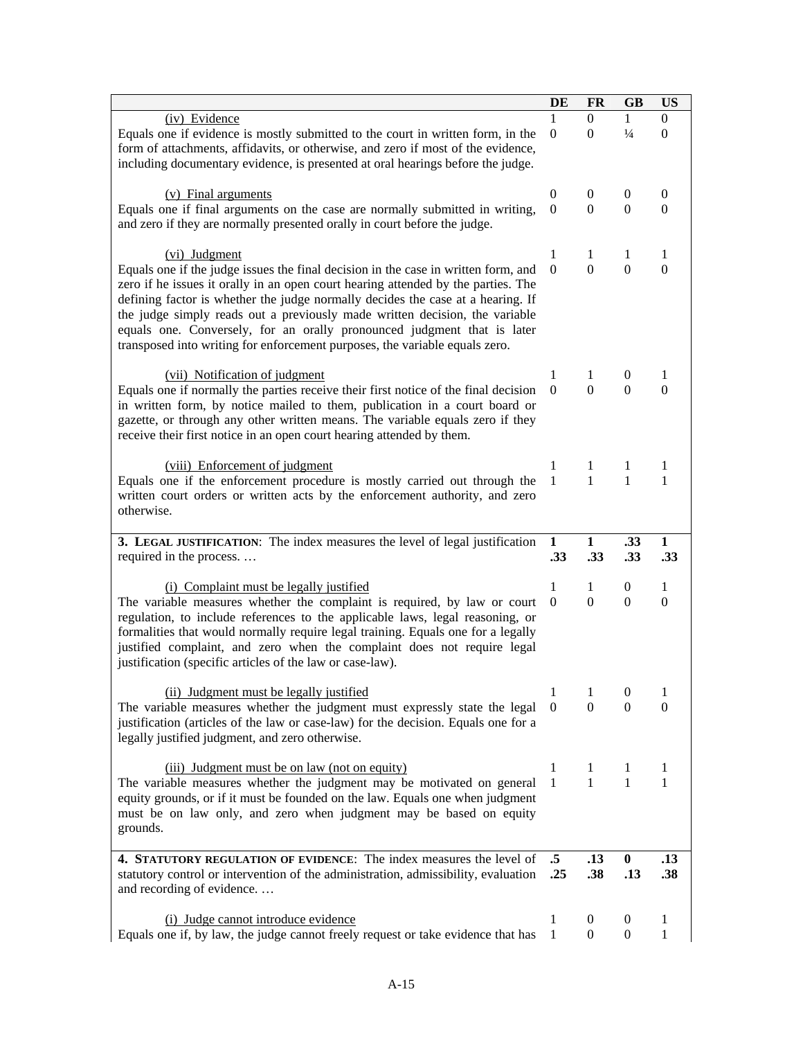| | DE | FR | GB | US |
|---|---|---|---|---|
| (iv) Evidence<br>Equals one if evidence is mostly submitted to the court in written form, in the form of attachments, affidavits, or otherwise, and zero if most of the evidence, including documentary evidence, is presented at oral hearings before the judge. | 1<br>0 | 0<br>0 | 1<br>¼ | 0<br>0 |
| (v) Final arguments<br>Equals one if final arguments on the case are normally submitted in writing, and zero if they are normally presented orally in court before the judge. | 0<br>0 | 0<br>0 | 0<br>0 | 0<br>0 |
| (vi) Judgment<br>Equals one if the judge issues the final decision in the case in written form, and zero if he issues it orally in an open court hearing attended by the parties. The defining factor is whether the judge normally decides the case at a hearing. If the judge simply reads out a previously made written decision, the variable equals one. Conversely, for an orally pronounced judgment that is later transposed into writing for enforcement purposes, the variable equals zero. | 1<br>0 | 1<br>0 | 1<br>0 | 1<br>0 |
| (vii) Notification of judgment<br>Equals one if normally the parties receive their first notice of the final decision in written form, by notice mailed to them, publication in a court board or gazette, or through any other written means. The variable equals zero if they receive their first notice in an open court hearing attended by them. | 1<br>0 | 1<br>0 | 0<br>0 | 1<br>0 |
| (viii) Enforcement of judgment<br>Equals one if the enforcement procedure is mostly carried out through the written court orders or written acts by the enforcement authority, and zero otherwise. | 1<br>1 | 1<br>1 | 1<br>1 | 1<br>1 |
| **3. LEGAL JUSTIFICATION**: The index measures the level of legal justification required in the process. … | **1**<br>**.33** | **1**<br>**.33** | **.33**<br>**.33** | **1**<br>**.33** |
| (i) Complaint must be legally justified<br>The variable measures whether the complaint is required, by law or court regulation, to include references to the applicable laws, legal reasoning, or formalities that would normally require legal training. Equals one for a legally justified complaint, and zero when the complaint does not require legal justification (specific articles of the law or case-law). | 1<br>0 | 1<br>0 | 0<br>0 | 1<br>0 |
| (ii) Judgment must be legally justified<br>The variable measures whether the judgment must expressly state the legal justification (articles of the law or case-law) for the decision. Equals one for a legally justified judgment, and zero otherwise. | 1<br>0 | 1<br>0 | 0<br>0 | 1<br>0 |
| (iii) Judgment must be on law (not on equity)<br>The variable measures whether the judgment may be motivated on general equity grounds, or if it must be founded on the law. Equals one when judgment must be on law only, and zero when judgment may be based on equity grounds. | 1<br>1 | 1<br>1 | 1<br>1 | 1<br>1 |
| **4. STATUTORY REGULATION OF EVIDENCE**: The index measures the level of statutory control or intervention of the administration, admissibility, evaluation and recording of evidence. … | **.5**<br>**.25** | **.13**<br>**.38** | **0**<br>**.13** | **.13**<br>**.38** |
| (i) Judge cannot introduce evidence<br>Equals one if, by law, the judge cannot freely request or take evidence that has | 1<br>1 | 0<br>0 | 0<br>0 | 1<br>1 |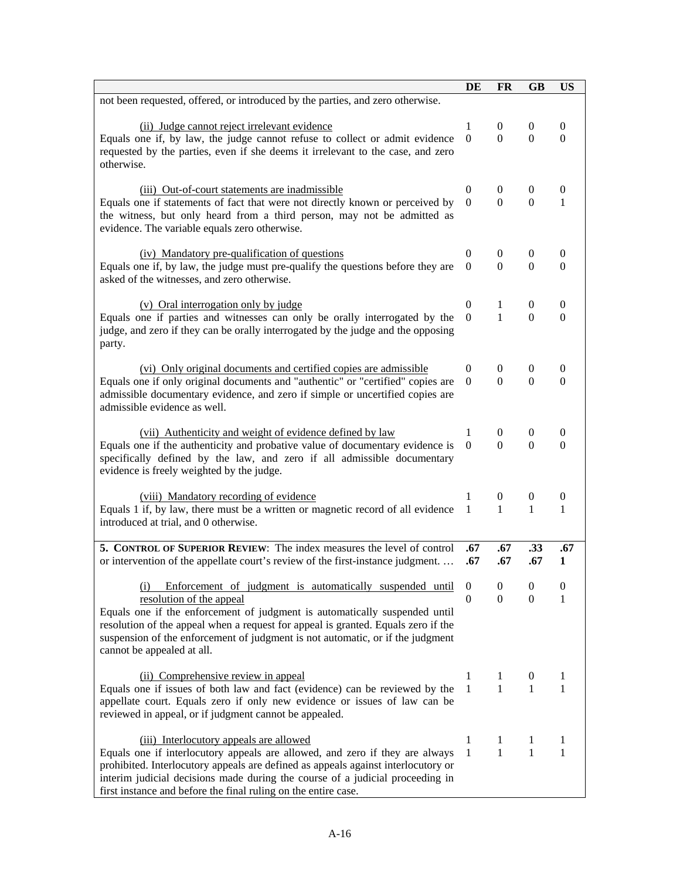| | DE | FR | GB | US |
|---|---|---|---|---|
| not been requested, offered, or introduced by the parties, and zero otherwise. | | | | |
| <u>(ii) Judge cannot reject irrelevant evidence</u><br>Equals one if, by law, the judge cannot refuse to collect or admit evidence requested by the parties, even if she deems it irrelevant to the case, and zero otherwise. | 1<br>0 | 0<br>0 | 0<br>0 | 0<br>0 |
| <u>(iii) Out-of-court statements are inadmissible</u><br>Equals one if statements of fact that were not directly known or perceived by the witness, but only heard from a third person, may not be admitted as evidence. The variable equals zero otherwise. | 0<br>0 | 0<br>0 | 0<br>0 | 0<br>1 |
| <u>(iv) Mandatory pre-qualification of questions</u><br>Equals one if, by law, the judge must pre-qualify the questions before they are asked of the witnesses, and zero otherwise. | 0<br>0 | 0<br>0 | 0<br>0 | 0<br>0 |
| <u>(v) Oral interrogation only by judge</u><br>Equals one if parties and witnesses can only be orally interrogated by the judge, and zero if they can be orally interrogated by the judge and the opposing party. | 0<br>0 | 1<br>1 | 0<br>0 | 0<br>0 |
| <u>(vi) Only original documents and certified copies are admissible</u><br>Equals one if only original documents and "authentic" or "certified" copies are admissible documentary evidence, and zero if simple or uncertified copies are admissible evidence as well. | 0<br>0 | 0<br>0 | 0<br>0 | 0<br>0 |
| <u>(vii) Authenticity and weight of evidence defined by law</u><br>Equals one if the authenticity and probative value of documentary evidence is specifically defined by the law, and zero if all admissible documentary evidence is freely weighted by the judge. | 1<br>0 | 0<br>0 | 0<br>0 | 0<br>0 |
| <u>(viii) Mandatory recording of evidence</u><br>Equals 1 if, by law, there must be a written or magnetic record of all evidence introduced at trial, and 0 otherwise. | 1<br>1 | 0<br>1 | 0<br>1 | 0<br>1 |
| **5. Control of Superior Review**: The index measures the level of control or intervention of the appellate court's review of the first-instance judgment. … | **.67**<br>**.67** | **.67**<br>**.67** | **.33**<br>**.67** | **.67**<br>**1** |
| <u>(i) Enforcement of judgment is automatically suspended until resolution of the appeal</u><br>Equals one if the enforcement of judgment is automatically suspended until resolution of the appeal when a request for appeal is granted. Equals zero if the suspension of the enforcement of judgment is not automatic, or if the judgment cannot be appealed at all. | 0<br>0 | 0<br>0 | 0<br>0 | 0<br>1 |
| <u>(ii) Comprehensive review in appeal</u><br>Equals one if issues of both law and fact (evidence) can be reviewed by the appellate court. Equals zero if only new evidence or issues of law can be reviewed in appeal, or if judgment cannot be appealed. | 1<br>1 | 1<br>1 | 0<br>1 | 1<br>1 |
| <u>(iii) Interlocutory appeals are allowed</u><br>Equals one if interlocutory appeals are allowed, and zero if they are always prohibited. Interlocutory appeals are defined as appeals against interlocutory or interim judicial decisions made during the course of a judicial proceeding in first instance and before the final ruling on the entire case. | 1<br>1 | 1<br>1 | 1<br>1 | 1<br>1 |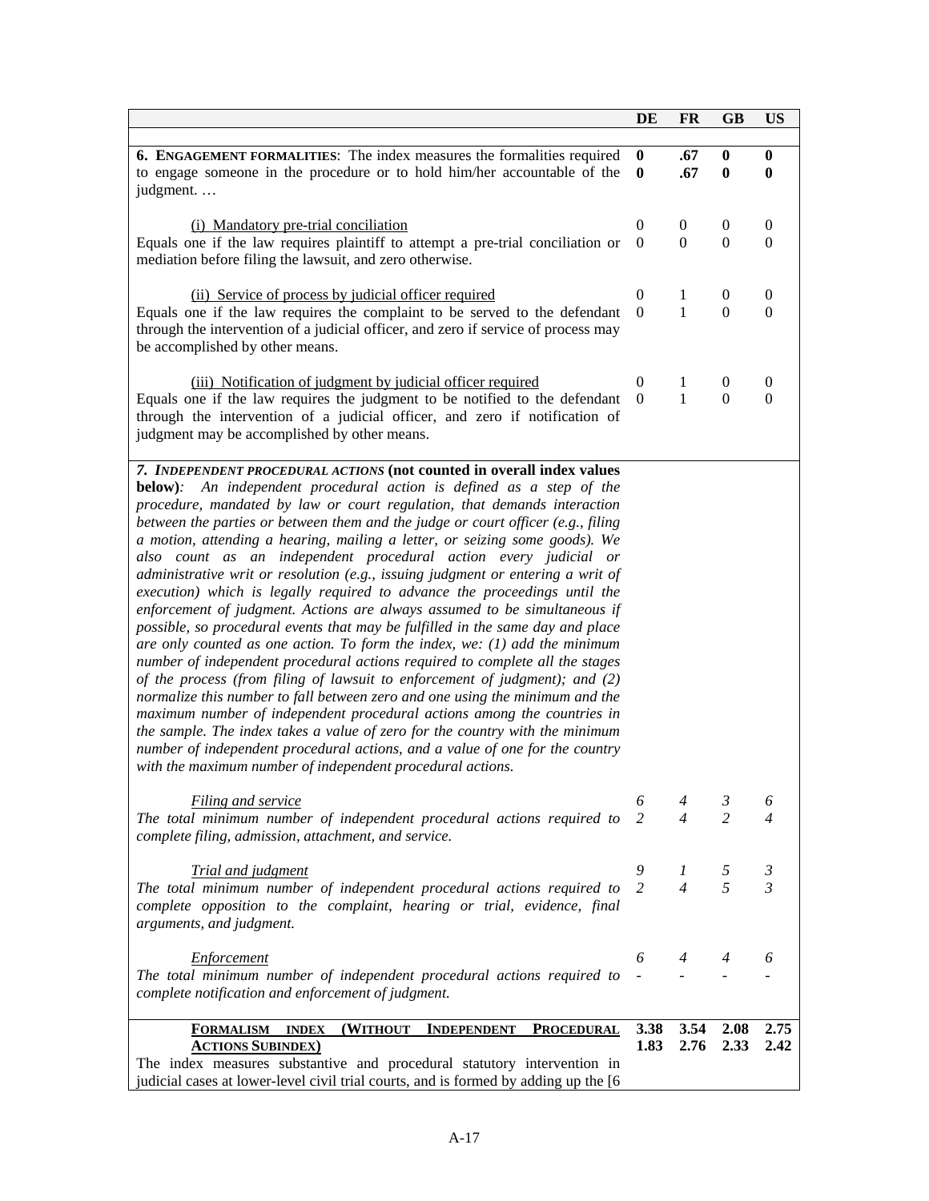| | DE | FR | GB | US |
|---|---|---|---|---|
| **6. ENGAGEMENT FORMALITIES**: The index measures the formalities required to engage someone in the procedure or to hold him/her accountable of the judgment. … | **0**<br>**0** | **.67**<br>**.67** | **0**<br>**0** | **0**<br>**0** |
| (i) Mandatory pre-trial conciliation<br>Equals one if the law requires plaintiff to attempt a pre-trial conciliation or mediation before filing the lawsuit, and zero otherwise. | 0<br>0 | 0<br>0 | 0<br>0 | 0<br>0 |
| (ii) Service of process by judicial officer required<br>Equals one if the law requires the complaint to be served to the defendant through the intervention of a judicial officer, and zero if service of process may be accomplished by other means. | 0<br>0 | 1<br>1 | 0<br>0 | 0<br>0 |
| (iii) Notification of judgment by judicial officer required<br>Equals one if the law requires the judgment to be notified to the defendant through the intervention of a judicial officer, and zero if notification of judgment may be accomplished by other means. | 0<br>0 | 1<br>1 | 0<br>0 | 0<br>0 |
| ***7. INDEPENDENT PROCEDURAL ACTIONS*** **(not counted in overall index values below)**: *An independent procedural action is defined as a step of the procedure, mandated by law or court regulation, that demands interaction between the parties or between them and the judge or court officer (e.g., filing a motion, attending a hearing, mailing a letter, or seizing some goods). We also count as an independent procedural action every judicial or administrative writ or resolution (e.g., issuing judgment or entering a writ of execution) which is legally required to advance the proceedings until the enforcement of judgment. Actions are always assumed to be simultaneous if possible, so procedural events that may be fulfilled in the same day and place are only counted as one action. To form the index, we: (1) add the minimum number of independent procedural actions required to complete all the stages of the process (from filing of lawsuit to enforcement of judgment); and (2) normalize this number to fall between zero and one using the minimum and the maximum number of independent procedural actions among the countries in the sample. The index takes a value of zero for the country with the minimum number of independent procedural actions, and a value of one for the country with the maximum number of independent procedural actions.* | | | | |
| *Filing and service*<br>*The total minimum number of independent procedural actions required to complete filing, admission, attachment, and service.* | *6*<br>*2* | *4*<br>*4* | *3*<br>*2* | *6*<br>*4* |
| *Trial and judgment*<br>*The total minimum number of independent procedural actions required to complete opposition to the complaint, hearing or trial, evidence, final arguments, and judgment.* | *9*<br>*2* | *1*<br>*4* | *5*<br>*5* | *3*<br>*3* |
| *Enforcement*<br>*The total minimum number of independent procedural actions required to complete notification and enforcement of judgment.* | *6*<br>*-* | *4*<br>*-* | *4*<br>*-* | *6*<br>*-* |
| **FORMALISM INDEX (WITHOUT INDEPENDENT PROCEDURAL ACTIONS SUBINDEX)**<br>The index measures substantive and procedural statutory intervention in judicial cases at lower-level civil trial courts, and is formed by adding up the [6 | **3.38**<br>**1.83** | **3.54**<br>**2.76** | **2.08**<br>**2.33** | **2.75**<br>**2.42** |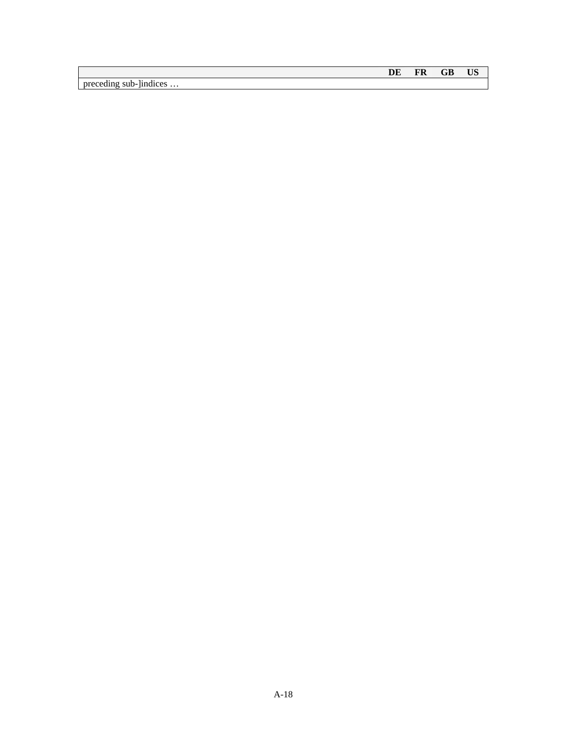| | DE | FR | GB | US |
|---|---|---|---|---|
| preceding sub-]indices … | | | | |